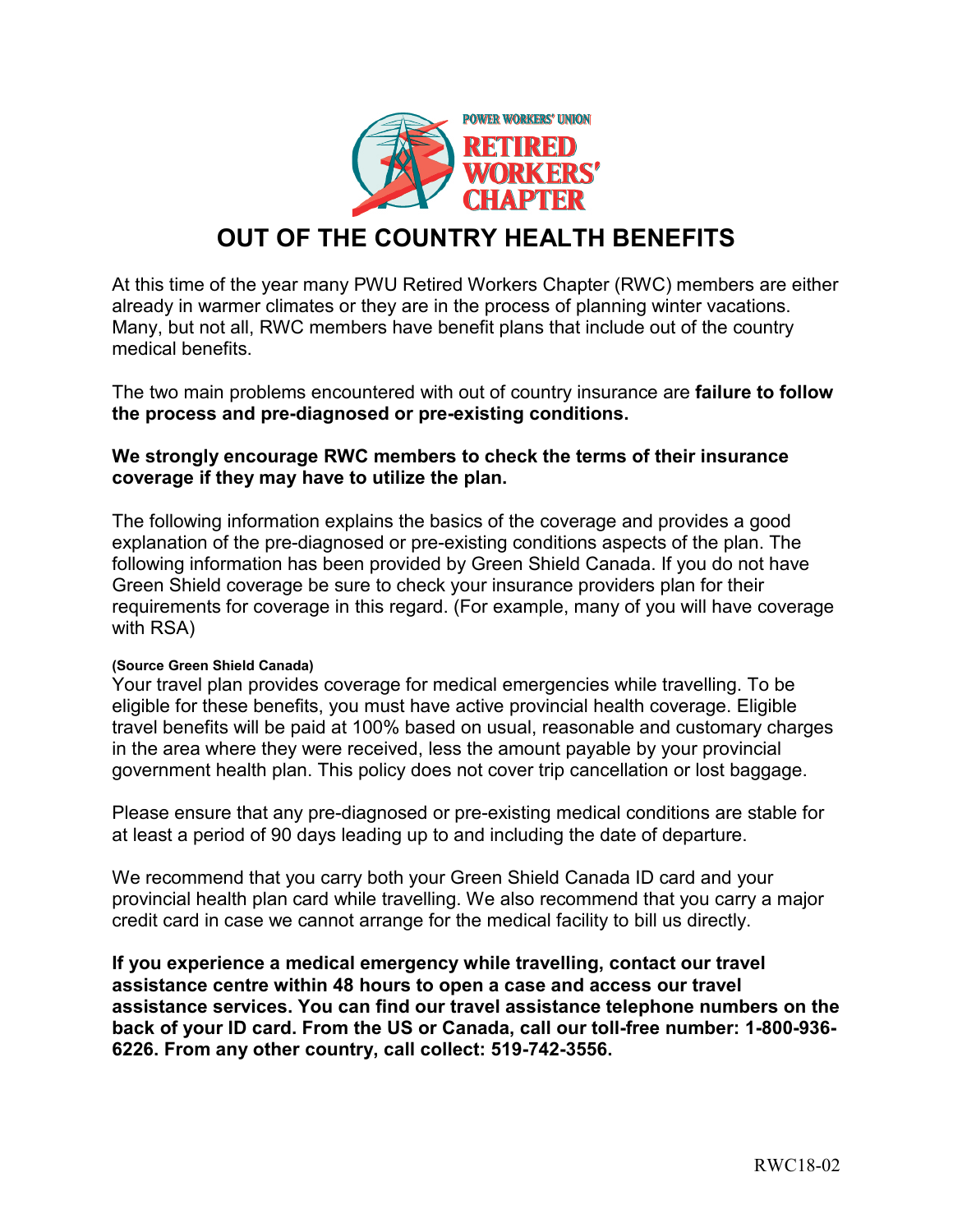POWER WORKERS' UNION
RETIRED WORKERS' CHAPTER

# OUT OF THE COUNTRY HEALTH BENEFITS

At this time of the year many PWU Retired Workers Chapter (RWC) members are either already in warmer climates or they are in the process of planning winter vacations. Many, but not all, RWC members have benefit plans that include out of the country medical benefits.

The two main problems encountered with out of country insurance are **failure to follow the process and pre-diagnosed or pre-existing conditions.**

**We strongly encourage RWC members to check the terms of their insurance coverage if they may have to utilize the plan.**

The following information explains the basics of the coverage and provides a good explanation of the pre-diagnosed or pre-existing conditions aspects of the plan. The following information has been provided by Green Shield Canada. If you do not have Green Shield coverage be sure to check your insurance providers plan for their requirements for coverage in this regard. (For example, many of you will have coverage with RSA)

**(Source Green Shield Canada)**

Your travel plan provides coverage for medical emergencies while travelling. To be eligible for these benefits, you must have active provincial health coverage. Eligible travel benefits will be paid at 100% based on usual, reasonable and customary charges in the area where they were received, less the amount payable by your provincial government health plan. This policy does not cover trip cancellation or lost baggage.

Please ensure that any pre-diagnosed or pre-existing medical conditions are stable for at least a period of 90 days leading up to and including the date of departure.

We recommend that you carry both your Green Shield Canada ID card and your provincial health plan card while travelling. We also recommend that you carry a major credit card in case we cannot arrange for the medical facility to bill us directly.

**If you experience a medical emergency while travelling, contact our travel assistance centre within 48 hours to open a case and access our travel assistance services. You can find our travel assistance telephone numbers on the back of your ID card. From the US or Canada, call our toll-free number: 1-800-936-6226. From any other country, call collect: 519-742-3556.**

RWC18-02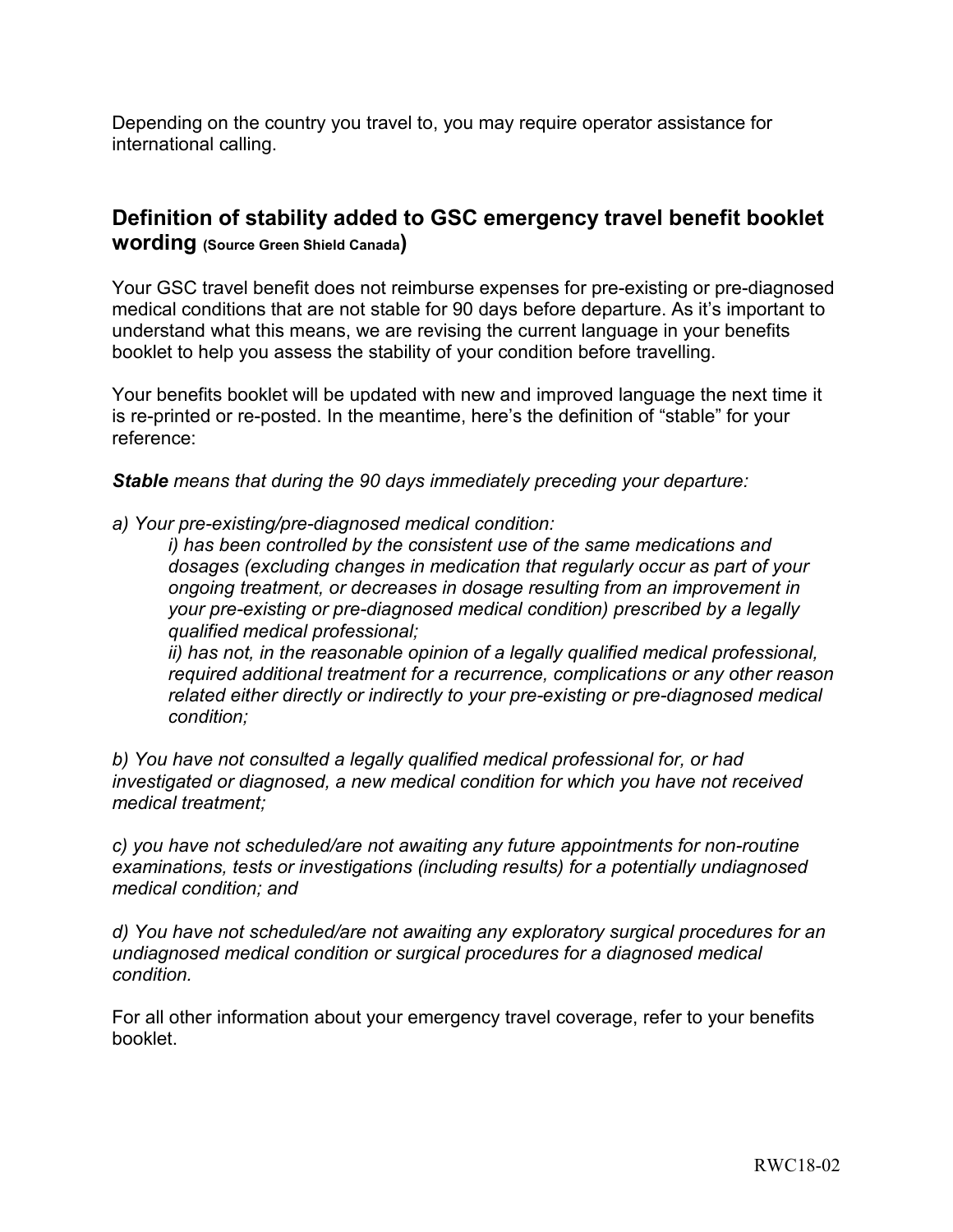Depending on the country you travel to, you may require operator assistance for international calling.

## Definition of stability added to GSC emergency travel benefit booklet wording (Source Green Shield Canada)

Your GSC travel benefit does not reimburse expenses for pre-existing or pre-diagnosed medical conditions that are not stable for 90 days before departure. As it's important to understand what this means, we are revising the current language in your benefits booklet to help you assess the stability of your condition before travelling.

Your benefits booklet will be updated with new and improved language the next time it is re-printed or re-posted. In the meantime, here's the definition of "stable" for your reference:

***Stable** means that during the 90 days immediately preceding your departure:*

*a) Your pre-existing/pre-diagnosed medical condition:*

> *i) has been controlled by the consistent use of the same medications and dosages (excluding changes in medication that regularly occur as part of your ongoing treatment, or decreases in dosage resulting from an improvement in your pre-existing or pre-diagnosed medical condition) prescribed by a legally qualified medical professional;*
>
> *ii) has not, in the reasonable opinion of a legally qualified medical professional, required additional treatment for a recurrence, complications or any other reason related either directly or indirectly to your pre-existing or pre-diagnosed medical condition;*

*b) You have not consulted a legally qualified medical professional for, or had investigated or diagnosed, a new medical condition for which you have not received medical treatment;*

*c) you have not scheduled/are not awaiting any future appointments for non-routine examinations, tests or investigations (including results) for a potentially undiagnosed medical condition; and*

*d) You have not scheduled/are not awaiting any exploratory surgical procedures for an undiagnosed medical condition or surgical procedures for a diagnosed medical condition.*

For all other information about your emergency travel coverage, refer to your benefits booklet.

RWC18-02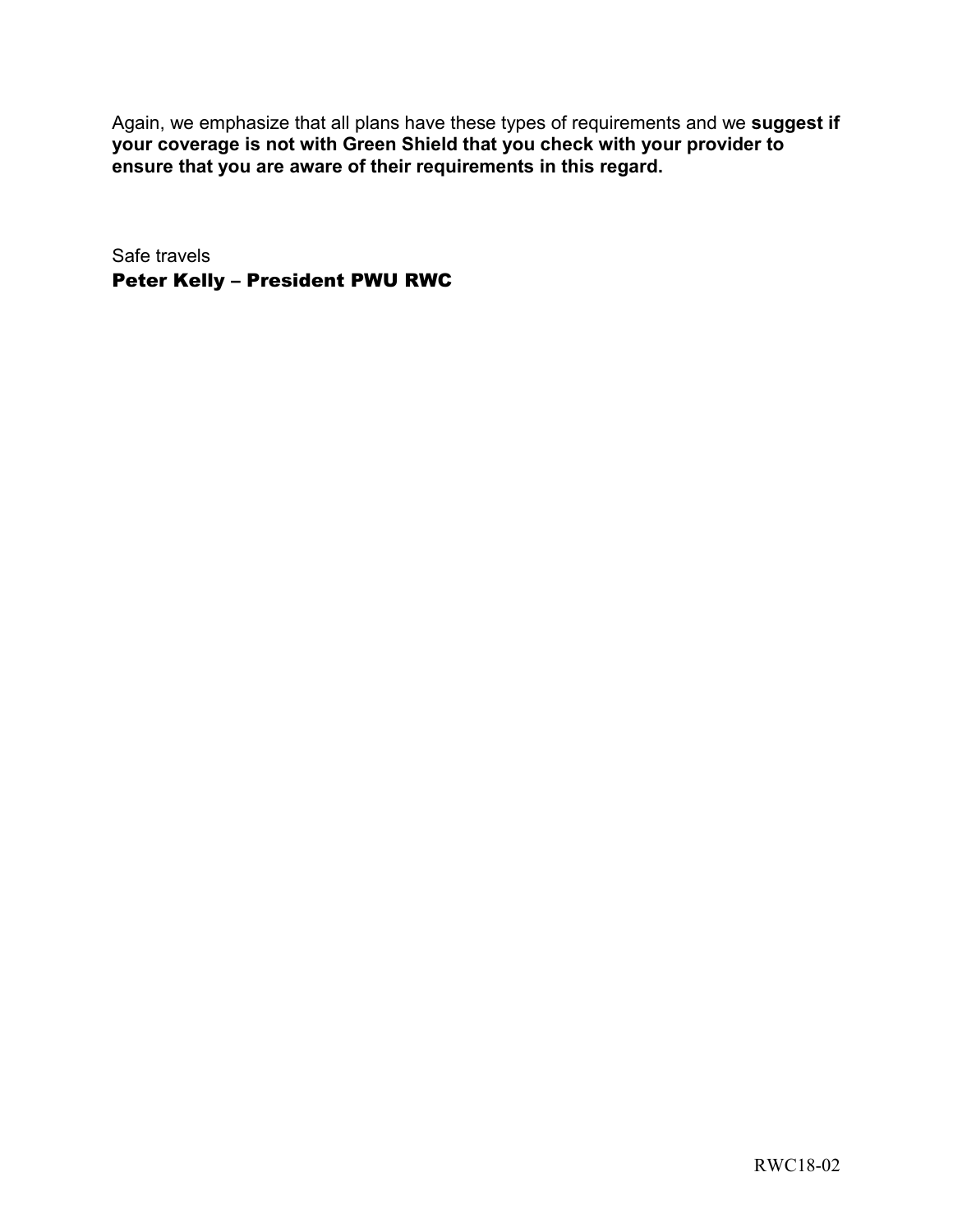Again, we emphasize that all plans have these types of requirements and we **suggest if your coverage is not with Green Shield that you check with your provider to ensure that you are aware of their requirements in this regard.**

Safe travels

**Peter Kelly – President PWU RWC**

RWC18-02